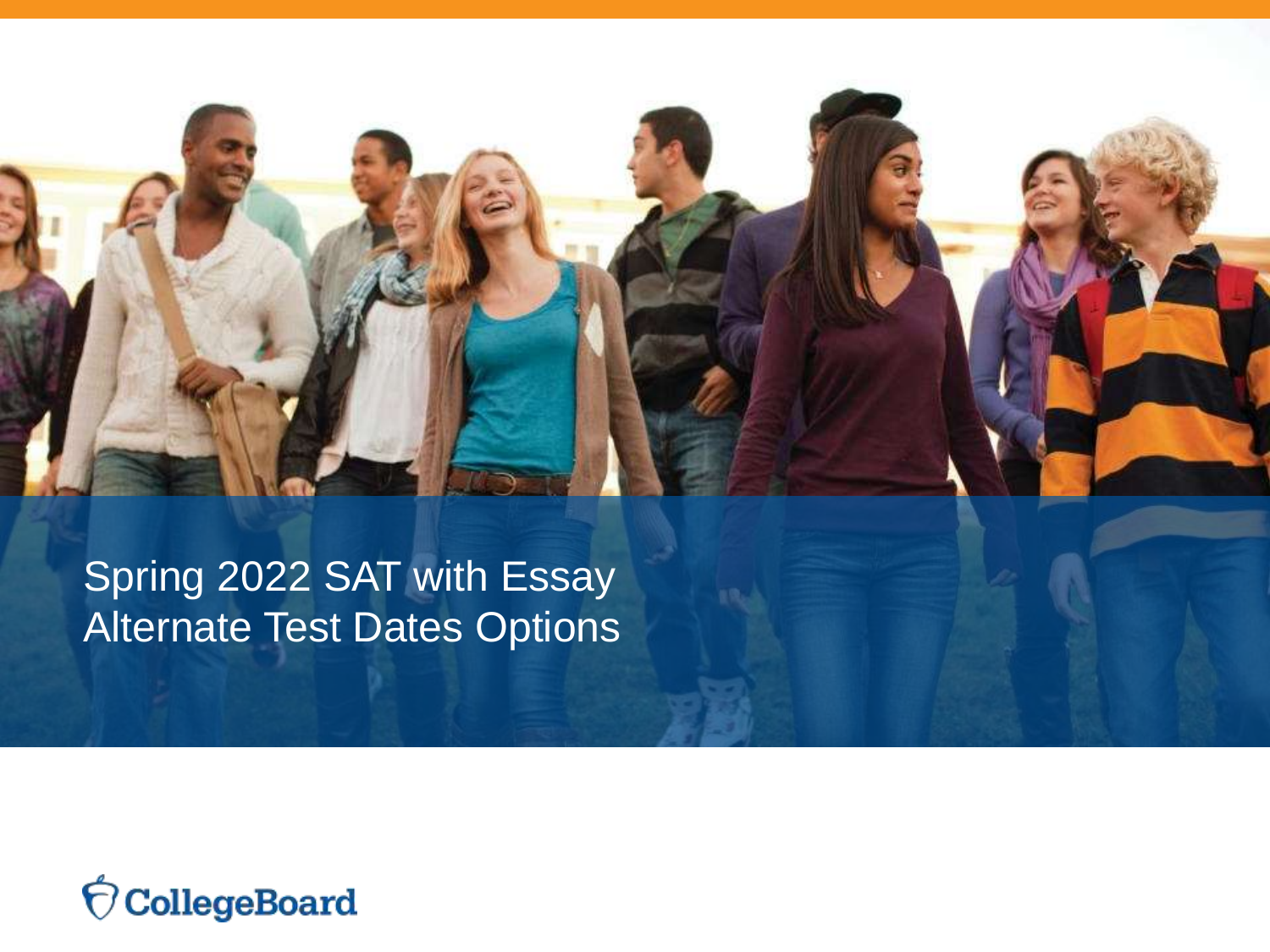# Spring 2022 SAT with Essay Alternate Test Dates Options

CollegeBoard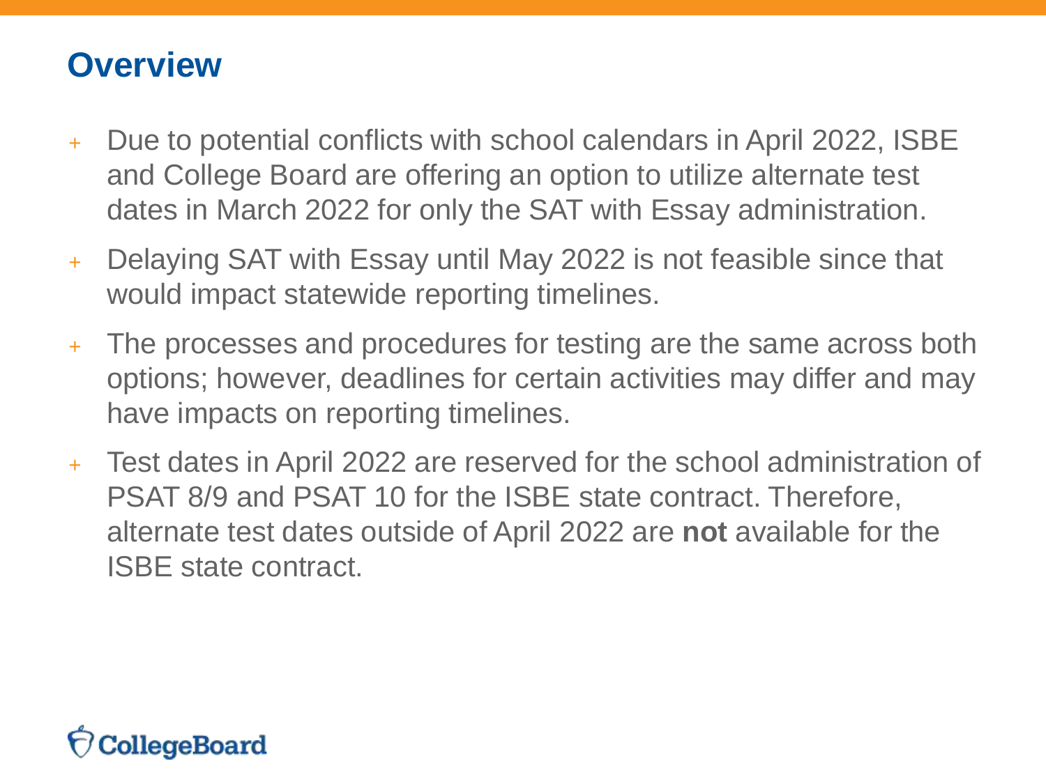## Overview

- Due to potential conflicts with school calendars in April 2022, ISBE and College Board are offering an option to utilize alternate test dates in March 2022 for only the SAT with Essay administration.
- Delaying SAT with Essay until May 2022 is not feasible since that would impact statewide reporting timelines.
- The processes and procedures for testing are the same across both options; however, deadlines for certain activities may differ and may have impacts on reporting timelines.
- Test dates in April 2022 are reserved for the school administration of PSAT 8/9 and PSAT 10 for the ISBE state contract. Therefore, alternate test dates outside of April 2022 are **not** available for the ISBE state contract.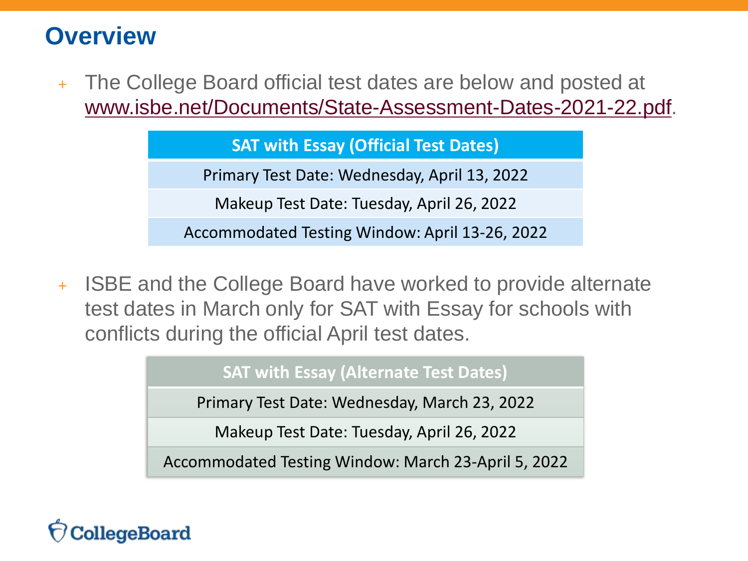# Overview

- The College Board official test dates are below and posted at [www.isbe.net/Documents/State-Assessment-Dates-2021-22.pdf](www.isbe.net/Documents/State-Assessment-Dates-2021-22.pdf).

| SAT with Essay (Official Test Dates) |
|---|
| Primary Test Date: Wednesday, April 13, 2022 |
| Makeup Test Date: Tuesday, April 26, 2022 |
| Accommodated Testing Window: April 13-26, 2022 |

- ISBE and the College Board have worked to provide alternate test dates in March only for SAT with Essay for schools with conflicts during the official April test dates.

| SAT with Essay (Alternate Test Dates) |
|---|
| Primary Test Date: Wednesday, March 23, 2022 |
| Makeup Test Date: Tuesday, April 26, 2022 |
| Accommodated Testing Window: March 23-April 5, 2022 |

CollegeBoard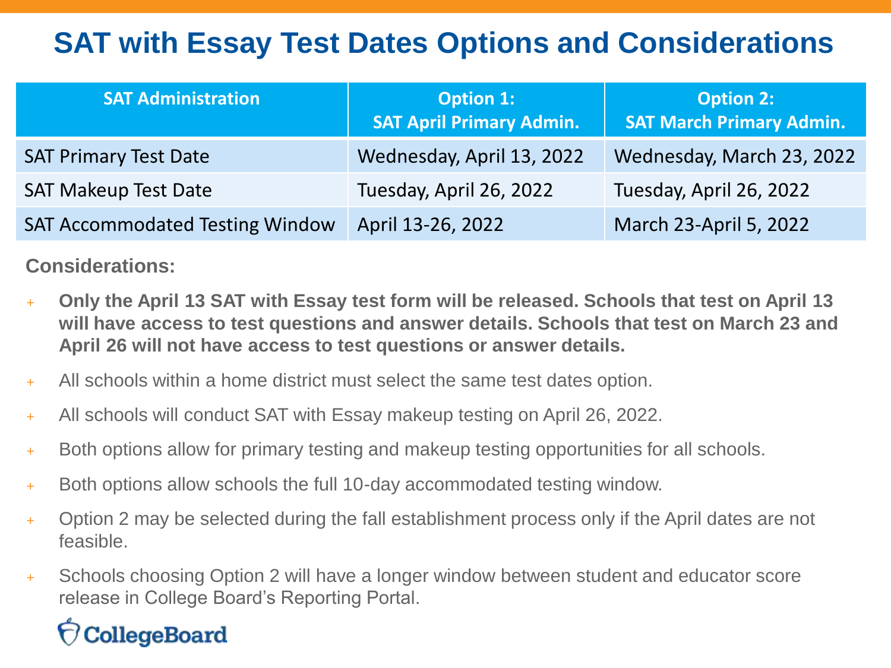# SAT with Essay Test Dates Options and Considerations

| SAT Administration | Option 1: SAT April Primary Admin. | Option 2: SAT March Primary Admin. |
|---|---|---|
| SAT Primary Test Date | Wednesday, April 13, 2022 | Wednesday, March 23, 2022 |
| SAT Makeup Test Date | Tuesday, April 26, 2022 | Tuesday, April 26, 2022 |
| SAT Accommodated Testing Window | April 13-26, 2022 | March 23-April 5, 2022 |

**Considerations:**

- **Only the April 13 SAT with Essay test form will be released. Schools that test on April 13 will have access to test questions and answer details. Schools that test on March 23 and April 26 will not have access to test questions or answer details.**
- All schools within a home district must select the same test dates option.
- All schools will conduct SAT with Essay makeup testing on April 26, 2022.
- Both options allow for primary testing and makeup testing opportunities for all schools.
- Both options allow schools the full 10-day accommodated testing window.
- Option 2 may be selected during the fall establishment process only if the April dates are not feasible.
- Schools choosing Option 2 will have a longer window between student and educator score release in College Board's Reporting Portal.

CollegeBoard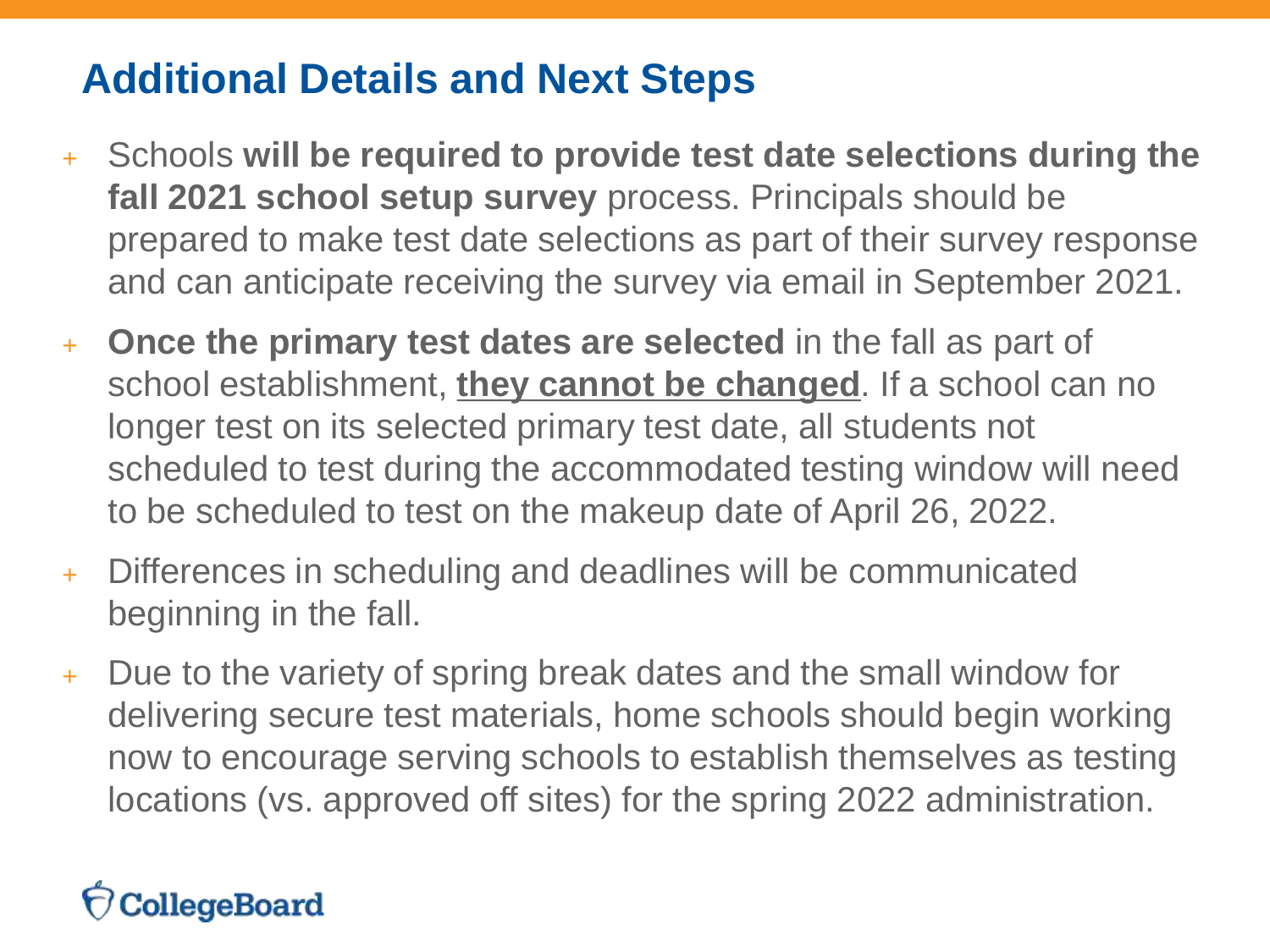## Additional Details and Next Steps

- Schools **will be required to provide test date selections during the fall 2021 school setup survey** process. Principals should be prepared to make test date selections as part of their survey response and can anticipate receiving the survey via email in September 2021.
- **Once the primary test dates are selected** in the fall as part of school establishment, <u>**they cannot be changed**</u>. If a school can no longer test on its selected primary test date, all students not scheduled to test during the accommodated testing window will need to be scheduled to test on the makeup date of April 26, 2022.
- Differences in scheduling and deadlines will be communicated beginning in the fall.
- Due to the variety of spring break dates and the small window for delivering secure test materials, home schools should begin working now to encourage serving schools to establish themselves as testing locations (vs. approved off sites) for the spring 2022 administration.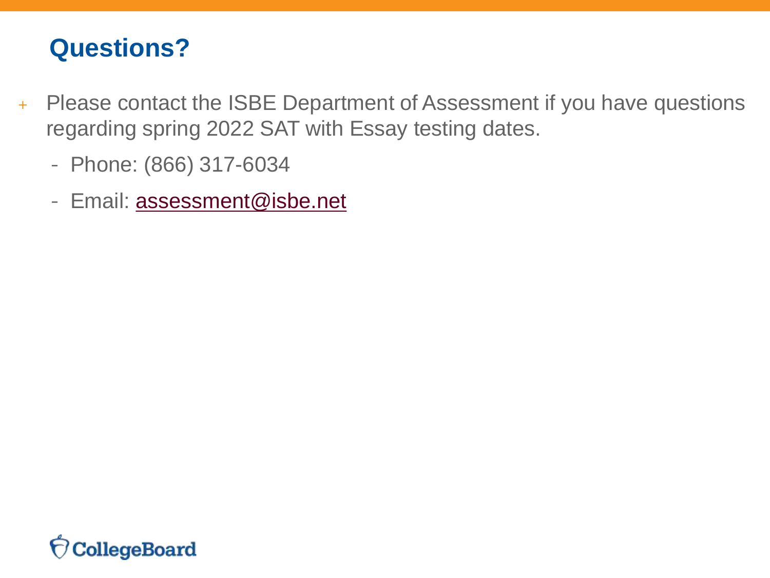## Questions?

- Please contact the ISBE Department of Assessment if you have questions regarding spring 2022 SAT with Essay testing dates.
  - Phone: (866) 317-6034
  - Email: assessment@isbe.net

CollegeBoard